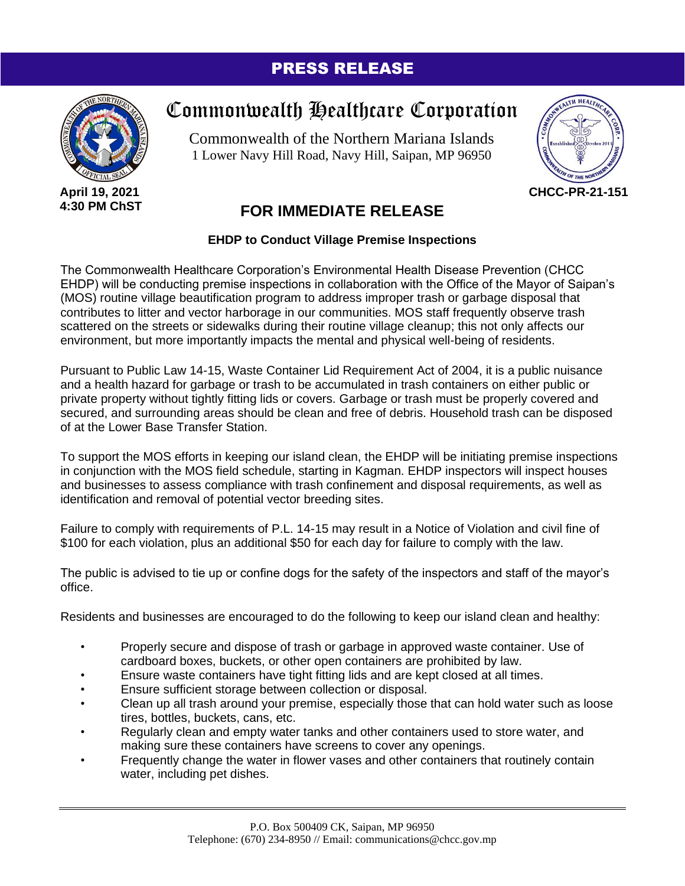# PRESS RELEASE

## Commonwealth Healthcare Corporation

Commonwealth of the Northern Mariana Islands
1 Lower Navy Hill Road, Navy Hill, Saipan, MP 96950

**April 19, 2021**
**4:30 PM ChST**

**CHCC-PR-21-151**

## FOR IMMEDIATE RELEASE

**EHDP to Conduct Village Premise Inspections**

The Commonwealth Healthcare Corporation's Environmental Health Disease Prevention (CHCC EHDP) will be conducting premise inspections in collaboration with the Office of the Mayor of Saipan's (MOS) routine village beautification program to address improper trash or garbage disposal that contributes to litter and vector harborage in our communities. MOS staff frequently observe trash scattered on the streets or sidewalks during their routine village cleanup; this not only affects our environment, but more importantly impacts the mental and physical well-being of residents.

Pursuant to Public Law 14-15, Waste Container Lid Requirement Act of 2004, it is a public nuisance and a health hazard for garbage or trash to be accumulated in trash containers on either public or private property without tightly fitting lids or covers. Garbage or trash must be properly covered and secured, and surrounding areas should be clean and free of debris. Household trash can be disposed of at the Lower Base Transfer Station.

To support the MOS efforts in keeping our island clean, the EHDP will be initiating premise inspections in conjunction with the MOS field schedule, starting in Kagman. EHDP inspectors will inspect houses and businesses to assess compliance with trash confinement and disposal requirements, as well as identification and removal of potential vector breeding sites.

Failure to comply with requirements of P.L. 14-15 may result in a Notice of Violation and civil fine of $100 for each violation, plus an additional $50 for each day for failure to comply with the law.

The public is advised to tie up or confine dogs for the safety of the inspectors and staff of the mayor's office.

Residents and businesses are encouraged to do the following to keep our island clean and healthy:

- Properly secure and dispose of trash or garbage in approved waste container. Use of cardboard boxes, buckets, or other open containers are prohibited by law.
- Ensure waste containers have tight fitting lids and are kept closed at all times.
- Ensure sufficient storage between collection or disposal.
- Clean up all trash around your premise, especially those that can hold water such as loose tires, bottles, buckets, cans, etc.
- Regularly clean and empty water tanks and other containers used to store water, and making sure these containers have screens to cover any openings.
- Frequently change the water in flower vases and other containers that routinely contain water, including pet dishes.

P.O. Box 500409 CK, Saipan, MP 96950
Telephone: (670) 234-8950 // Email: communications@chcc.gov.mp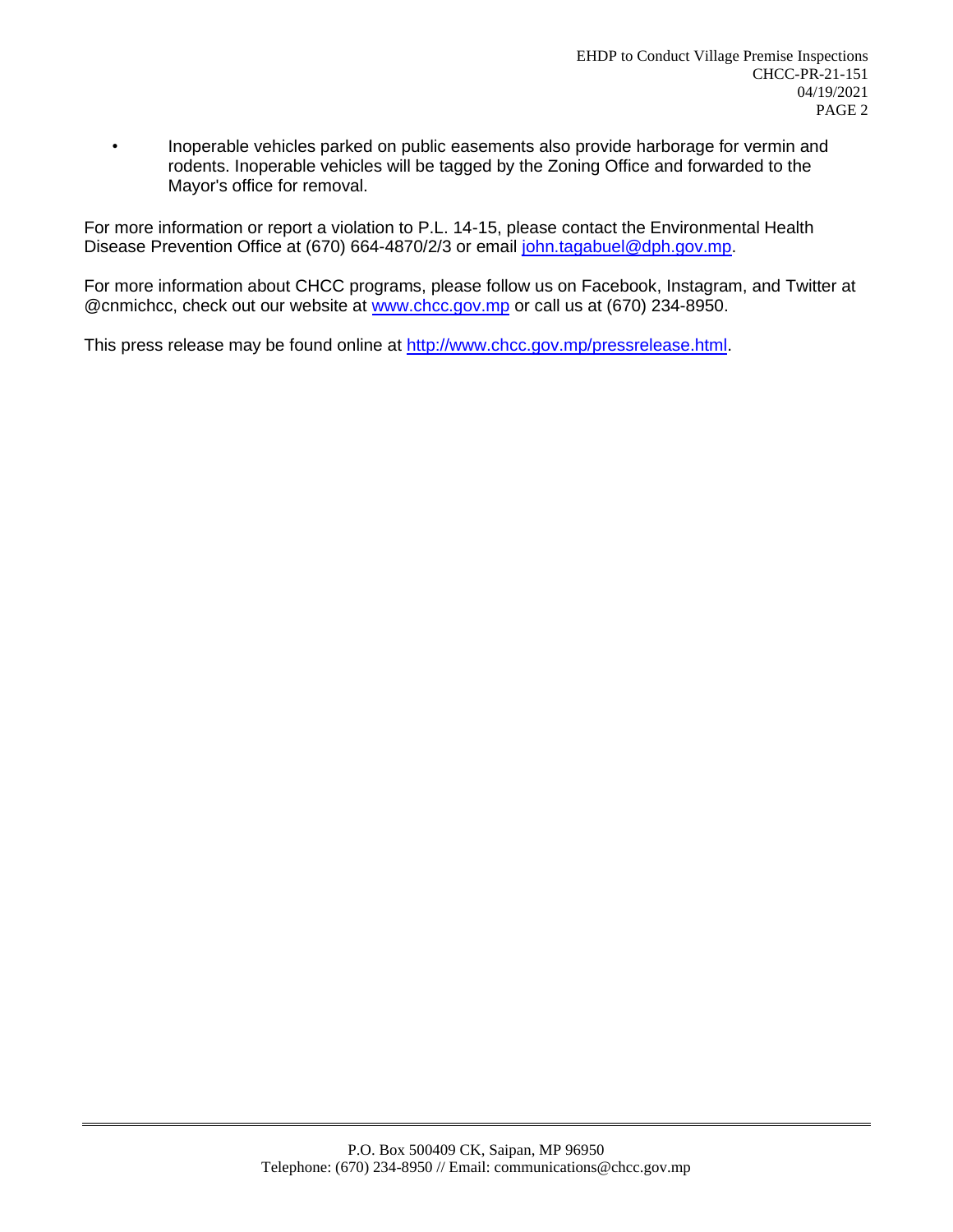- Inoperable vehicles parked on public easements also provide harborage for vermin and rodents. Inoperable vehicles will be tagged by the Zoning Office and forwarded to the Mayor's office for removal.

For more information or report a violation to P.L. 14-15, please contact the Environmental Health Disease Prevention Office at (670) 664-4870/2/3 or email john.tagabuel@dph.gov.mp.

For more information about CHCC programs, please follow us on Facebook, Instagram, and Twitter at @cnmichcc, check out our website at www.chcc.gov.mp or call us at (670) 234-8950.

This press release may be found online at http://www.chcc.gov.mp/pressrelease.html.